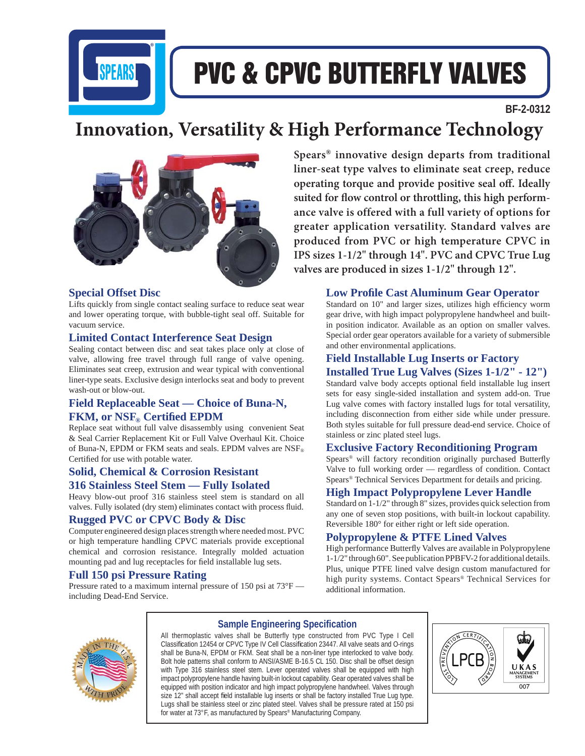# PVC & CPVC BUTTERFLY VALVES

BF-2-0312

## Innovation, Versatility & High Performance Technology

**Spears® innovative design departs from traditional liner-seat type valves to eliminate seat creep, reduce operating torque and provide positive seal off. Ideally suited for flow control or throttling, this high performance valve is offered with a full variety of options for greater application versatility. Standard valves are produced from PVC or high temperature CPVC in IPS sizes 1-1/2" through 14". PVC and CPVC True Lug valves are produced in sizes 1-1/2" through 12".**

### Special Offset Disc

Lifts quickly from single contact sealing surface to reduce seat wear and lower operating torque, with bubble-tight seal off. Suitable for vacuum service.

### Limited Contact Interference Seat Design

Sealing contact between disc and seat takes place only at close of valve, allowing free travel through full range of valve opening. Eliminates seat creep, extrusion and wear typical with conventional liner-type seats. Exclusive design interlocks seat and body to prevent wash-out or blow-out.

### Field Replaceable Seat — Choice of Buna-N, FKM, or NSF® Certified EPDM

Replace seat without full valve disassembly using convenient Seat & Seal Carrier Replacement Kit or Full Valve Overhaul Kit. Choice of Buna-N, EPDM or FKM seats and seals. EPDM valves are NSF® Certified for use with potable water.

### Solid, Chemical & Corrosion Resistant 316 Stainless Steel Stem — Fully Isolated

Heavy blow-out proof 316 stainless steel stem is standard on all valves. Fully isolated (dry stem) eliminates contact with process fluid.

### Rugged PVC or CPVC Body & Disc

Computer engineered design places strength where needed most. PVC or high temperature handling CPVC materials provide exceptional chemical and corrosion resistance. Integrally molded actuation mounting pad and lug receptacles for field installable lug sets.

### Full 150 psi Pressure Rating

Pressure rated to a maximum internal pressure of 150 psi at 73°F — including Dead-End Service.

### Low Profile Cast Aluminum Gear Operator

Standard on 10" and larger sizes, utilizes high efficiency worm gear drive, with high impact polypropylene handwheel and built-in position indicator. Available as an option on smaller valves. Special order gear operators available for a variety of submersible and other environmental applications.

### Field Installable Lug Inserts or Factory Installed True Lug Valves (Sizes 1-1/2" - 12")

Standard valve body accepts optional field installable lug insert sets for easy single-sided installation and system add-on. True Lug valve comes with factory installed lugs for total versatility, including disconnection from either side while under pressure. Both styles suitable for full pressure dead-end service. Choice of stainless or zinc plated steel lugs.

### Exclusive Factory Reconditioning Program

Spears® will factory recondition originally purchased Butterfly Valve to full working order — regardless of condition. Contact Spears® Technical Services Department for details and pricing.

### High Impact Polypropylene Lever Handle

Standard on 1-1/2" through 8" sizes, provides quick selection from any one of seven stop positions, with built-in lockout capability. Reversible 180° for either right or left side operation.

### Polypropylene & PTFE Lined Valves

High performance Butterfly Valves are available in Polypropylene 1-1/2" through 60". See publication PPBFV-2 for additional details. Plus, unique PTFE lined valve design custom manufactured for high purity systems. Contact Spears® Technical Services for additional information.

### Sample Engineering Specification

All thermoplastic valves shall be Butterfly type constructed from PVC Type I Cell Classification 12454 or CPVC Type IV Cell Classification 23447. All valve seats and O-rings shall be Buna-N, EPDM or FKM. Seat shall be a non-liner type interlocked to valve body. Bolt hole patterns shall conform to ANSI/ASME B-16.5 CL 150. Disc shall be offset design with Type 316 stainless steel stem. Lever operated valves shall be equipped with high impact polypropylene handle having built-in lockout capability. Gear operated valves shall be equipped with position indicator and high impact polypropylene handwheel. Valves through size 12" shall accept field installable lug inserts or shall be factory installed True Lug type. Lugs shall be stainless steel or zinc plated steel. Valves shall be pressure rated at 150 psi for water at 73°F, as manufactured by Spears® Manufacturing Company.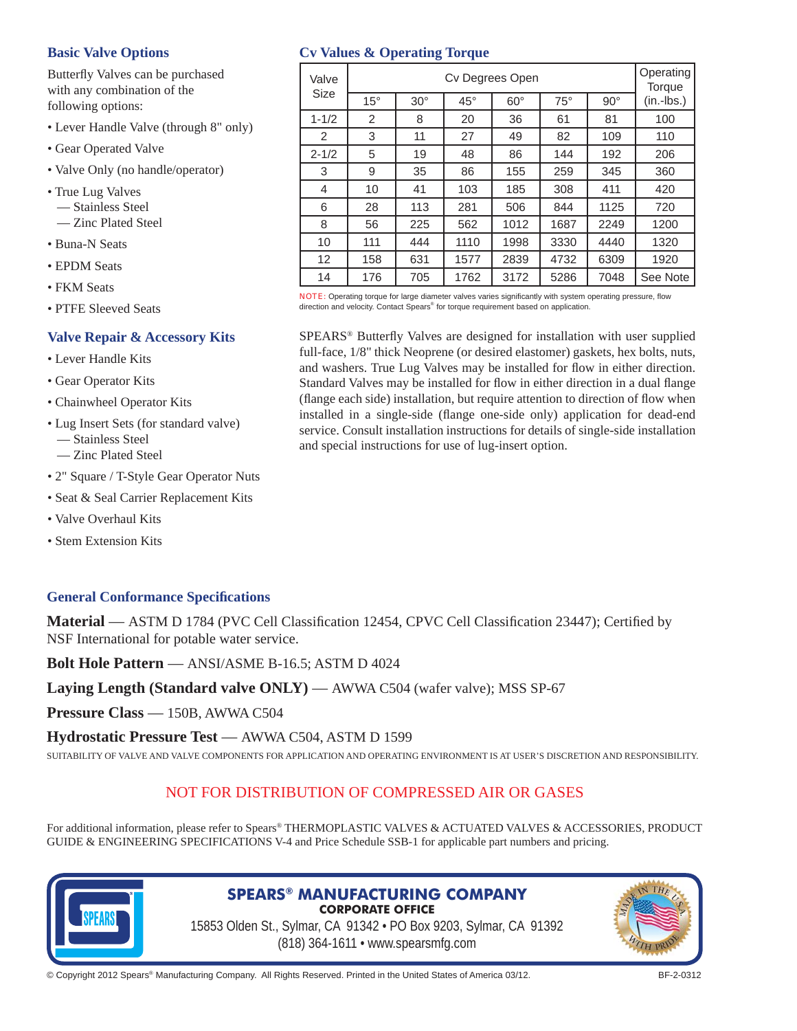## Basic Valve Options

Butterfly Valves can be purchased with any combination of the following options:

- Lever Handle Valve (through 8" only)
- Gear Operated Valve
- Valve Only (no handle/operator)
- True Lug Valves
  - — Stainless Steel
  - — Zinc Plated Steel
- Buna-N Seats
- EPDM Seats
- FKM Seats
- PTFE Sleeved Seats

## Valve Repair & Accessory Kits

- Lever Handle Kits
- Gear Operator Kits
- Chainwheel Operator Kits
- Lug Insert Sets (for standard valve)
  - — Stainless Steel
  - — Zinc Plated Steel
- 2" Square / T-Style Gear Operator Nuts
- Seat & Seal Carrier Replacement Kits
- Valve Overhaul Kits
- Stem Extension Kits

## Cv Values & Operating Torque

| Valve Size | Cv Degrees Open | | | | | | Operating Torque (in.-lbs.) |
|---|---|---|---|---|---|---|---|
| | 15° | 30° | 45° | 60° | 75° | 90° | |
| 1-1/2 | 2 | 8 | 20 | 36 | 61 | 81 | 100 |
| 2 | 3 | 11 | 27 | 49 | 82 | 109 | 110 |
| 2-1/2 | 5 | 19 | 48 | 86 | 144 | 192 | 206 |
| 3 | 9 | 35 | 86 | 155 | 259 | 345 | 360 |
| 4 | 10 | 41 | 103 | 185 | 308 | 411 | 420 |
| 6 | 28 | 113 | 281 | 506 | 844 | 1125 | 720 |
| 8 | 56 | 225 | 562 | 1012 | 1687 | 2249 | 1200 |
| 10 | 111 | 444 | 1110 | 1998 | 3330 | 4440 | 1320 |
| 12 | 158 | 631 | 1577 | 2839 | 4732 | 6309 | 1920 |
| 14 | 176 | 705 | 1762 | 3172 | 5286 | 7048 | See Note |

NOTE: Operating torque for large diameter valves varies significantly with system operating pressure, flow direction and velocity. Contact Spears® for torque requirement based on application.

SPEARS® Butterfly Valves are designed for installation with user supplied full-face, 1/8" thick Neoprene (or desired elastomer) gaskets, hex bolts, nuts, and washers. True Lug Valves may be installed for flow in either direction. Standard Valves may be installed for flow in either direction in a dual flange (flange each side) installation, but require attention to direction of flow when installed in a single-side (flange one-side only) application for dead-end service. Consult installation instructions for details of single-side installation and special instructions for use of lug-insert option.

## General Conformance Specifications

**Material** — ASTM D 1784 (PVC Cell Classification 12454, CPVC Cell Classification 23447); Certified by NSF International for potable water service.

**Bolt Hole Pattern** — ANSI/ASME B-16.5; ASTM D 4024

**Laying Length (Standard valve ONLY)** — AWWA C504 (wafer valve); MSS SP-67

**Pressure Class** — 150B, AWWA C504

**Hydrostatic Pressure Test** — AWWA C504, ASTM D 1599

SUITABILITY OF VALVE AND VALVE COMPONENTS FOR APPLICATION AND OPERATING ENVIRONMENT IS AT USER'S DISCRETION AND RESPONSIBILITY.

NOT FOR DISTRIBUTION OF COMPRESSED AIR OR GASES

For additional information, please refer to Spears® THERMOPLASTIC VALVES & ACTUATED VALVES & ACCESSORIES, PRODUCT GUIDE & ENGINEERING SPECIFICATIONS V-4 and Price Schedule SSB-1 for applicable part numbers and pricing.

**SPEARS® MANUFACTURING COMPANY**
**CORPORATE OFFICE**
15853 Olden St., Sylmar, CA 91342 • PO Box 9203, Sylmar, CA 91392
(818) 364-1611 • www.spearsmfg.com

© Copyright 2012 Spears® Manufacturing Company. All Rights Reserved. Printed in the United States of America 03/12. BF-2-0312